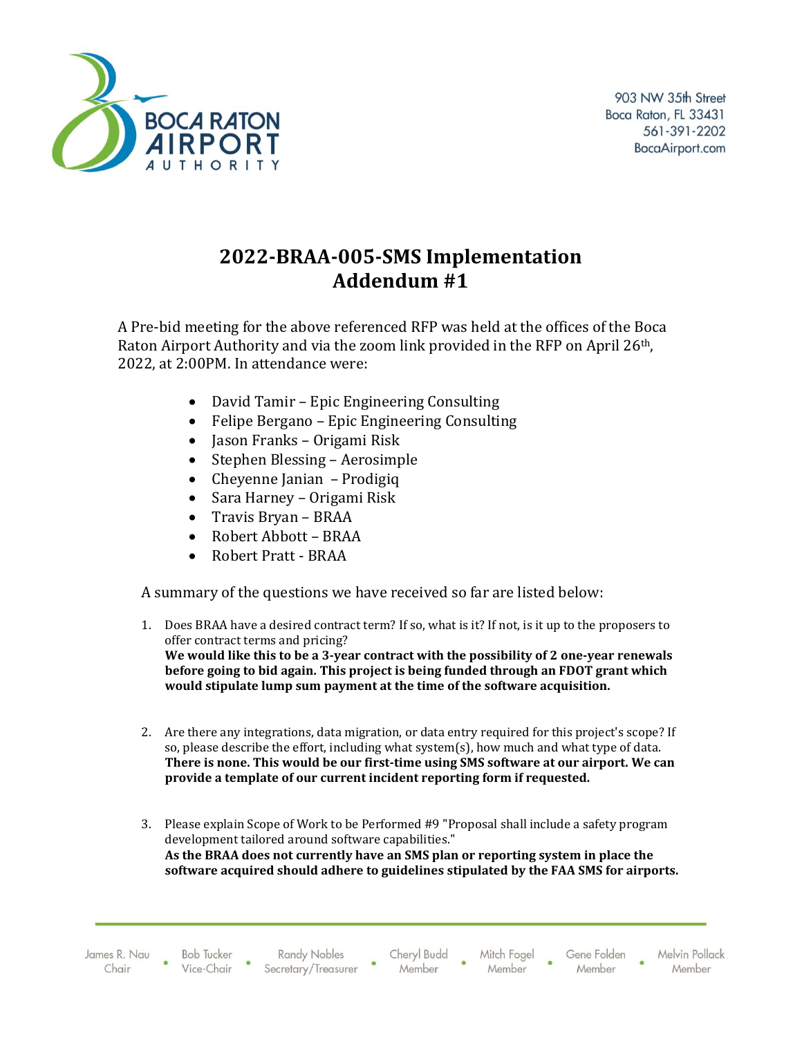903 NW 35th Street
Boca Raton, FL 33431
561-391-2202
BocaAirport.com

# 2022-BRAA-005-SMS Implementation
# Addendum #1

A Pre-bid meeting for the above referenced RFP was held at the offices of the Boca Raton Airport Authority and via the zoom link provided in the RFP on April 26th, 2022, at 2:00PM. In attendance were:

- David Tamir – Epic Engineering Consulting
- Felipe Bergano – Epic Engineering Consulting
- Jason Franks – Origami Risk
- Stephen Blessing – Aerosimple
- Cheyenne Janian – Prodigiq
- Sara Harney – Origami Risk
- Travis Bryan – BRAA
- Robert Abbott – BRAA
- Robert Pratt - BRAA

A summary of the questions we have received so far are listed below:

1. Does BRAA have a desired contract term? If so, what is it? If not, is it up to the proposers to offer contract terms and pricing?
   **We would like this to be a 3-year contract with the possibility of 2 one-year renewals before going to bid again. This project is being funded through an FDOT grant which would stipulate lump sum payment at the time of the software acquisition.**

2. Are there any integrations, data migration, or data entry required for this project's scope? If so, please describe the effort, including what system(s), how much and what type of data.
   **There is none. This would be our first-time using SMS software at our airport. We can provide a template of our current incident reporting form if requested.**

3. Please explain Scope of Work to be Performed #9 "Proposal shall include a safety program development tailored around software capabilities."
   **As the BRAA does not currently have an SMS plan or reporting system in place the software acquired should adhere to guidelines stipulated by the FAA SMS for airports.**

James R. Nau, Chair • Bob Tucker, Vice-Chair • Randy Nobles, Secretary/Treasurer • Cheryl Budd, Member • Mitch Fogel, Member • Gene Folden, Member • Melvin Pollack, Member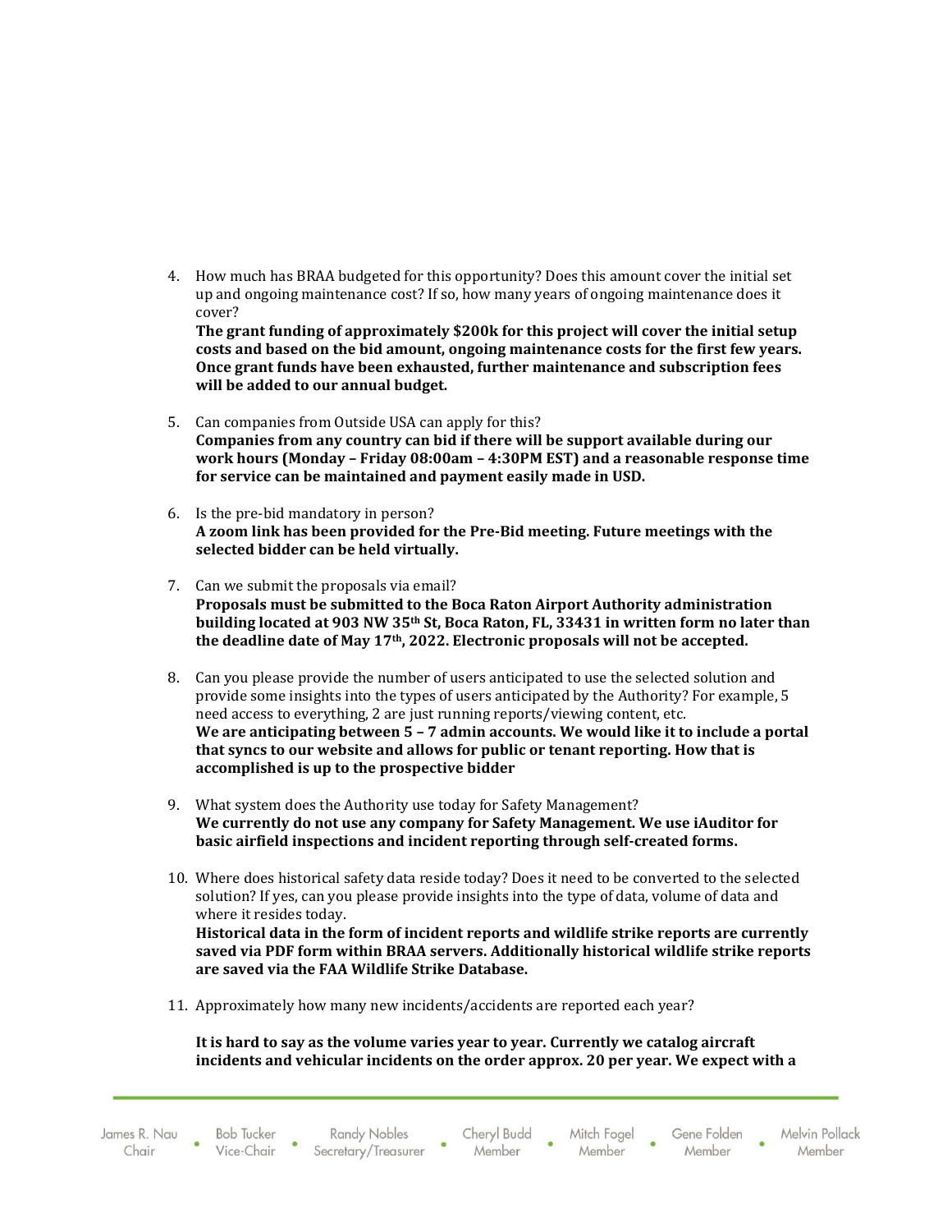4. How much has BRAA budgeted for this opportunity? Does this amount cover the initial set up and ongoing maintenance cost? If so, how many years of ongoing maintenance does it cover?
   **The grant funding of approximately $200k for this project will cover the initial setup costs and based on the bid amount, ongoing maintenance costs for the first few years. Once grant funds have been exhausted, further maintenance and subscription fees will be added to our annual budget.**

5. Can companies from Outside USA can apply for this?
   **Companies from any country can bid if there will be support available during our work hours (Monday – Friday 08:00am – 4:30PM EST) and a reasonable response time for service can be maintained and payment easily made in USD.**

6. Is the pre-bid mandatory in person?
   **A zoom link has been provided for the Pre-Bid meeting. Future meetings with the selected bidder can be held virtually.**

7. Can we submit the proposals via email?
   **Proposals must be submitted to the Boca Raton Airport Authority administration building located at 903 NW 35th St, Boca Raton, FL, 33431 in written form no later than the deadline date of May 17th, 2022. Electronic proposals will not be accepted.**

8. Can you please provide the number of users anticipated to use the selected solution and provide some insights into the types of users anticipated by the Authority? For example, 5 need access to everything, 2 are just running reports/viewing content, etc.
   **We are anticipating between 5 – 7 admin accounts. We would like it to include a portal that syncs to our website and allows for public or tenant reporting. How that is accomplished is up to the prospective bidder**

9. What system does the Authority use today for Safety Management?
   **We currently do not use any company for Safety Management. We use iAuditor for basic airfield inspections and incident reporting through self-created forms.**

10. Where does historical safety data reside today? Does it need to be converted to the selected solution? If yes, can you please provide insights into the type of data, volume of data and where it resides today.
    **Historical data in the form of incident reports and wildlife strike reports are currently saved via PDF form within BRAA servers. Additionally historical wildlife strike reports are saved via the FAA Wildlife Strike Database.**

11. Approximately how many new incidents/accidents are reported each year?

    **It is hard to say as the volume varies year to year. Currently we catalog aircraft incidents and vehicular incidents on the order approx. 20 per year. We expect with a**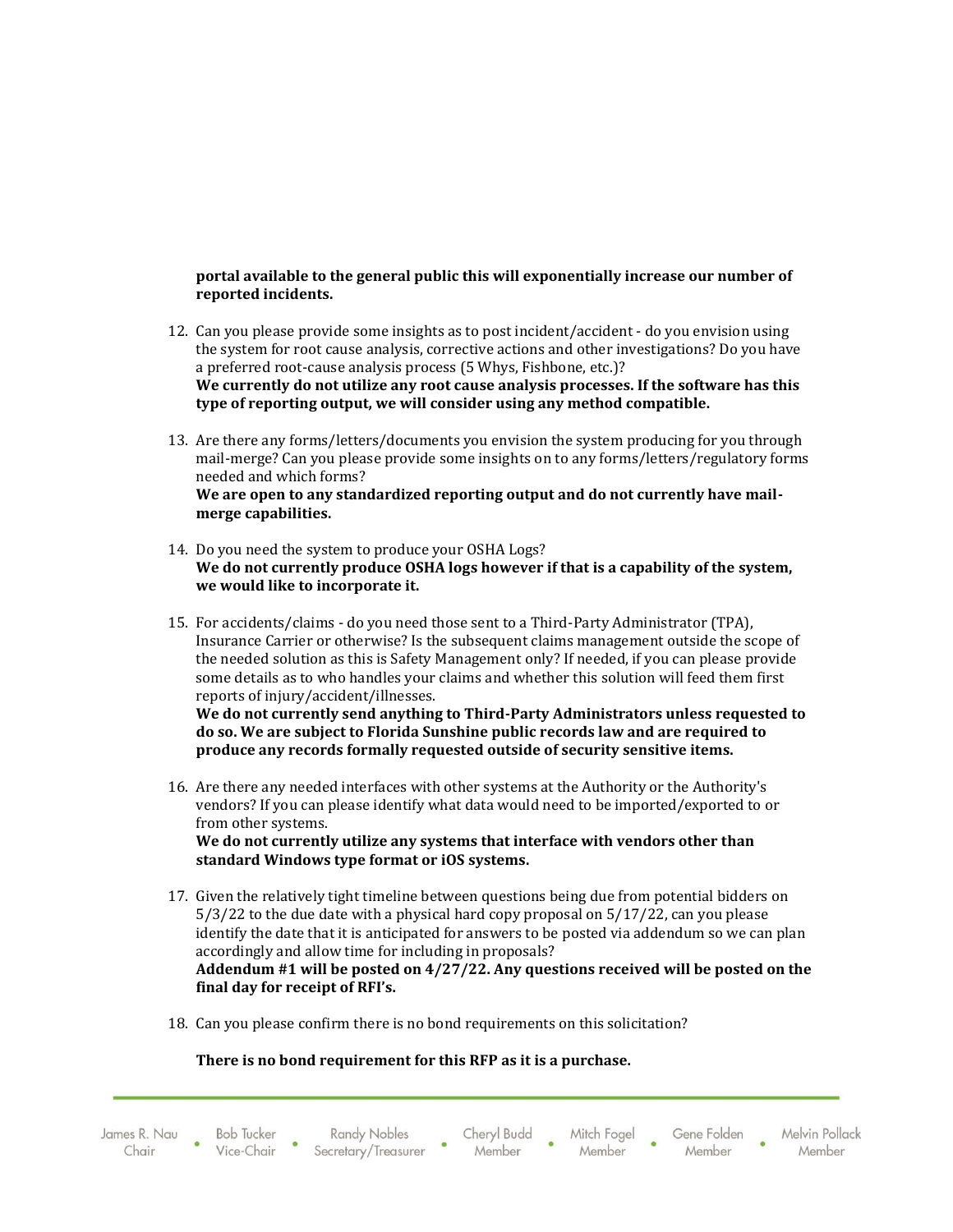**portal available to the general public this will exponentially increase our number of reported incidents.**

12. Can you please provide some insights as to post incident/accident - do you envision using the system for root cause analysis, corrective actions and other investigations? Do you have a preferred root-cause analysis process (5 Whys, Fishbone, etc.)?
**We currently do not utilize any root cause analysis processes. If the software has this type of reporting output, we will consider using any method compatible.**

13. Are there any forms/letters/documents you envision the system producing for you through mail-merge? Can you please provide some insights on to any forms/letters/regulatory forms needed and which forms?
**We are open to any standardized reporting output and do not currently have mail-merge capabilities.**

14. Do you need the system to produce your OSHA Logs?
**We do not currently produce OSHA logs however if that is a capability of the system, we would like to incorporate it.**

15. For accidents/claims - do you need those sent to a Third-Party Administrator (TPA), Insurance Carrier or otherwise? Is the subsequent claims management outside the scope of the needed solution as this is Safety Management only? If needed, if you can please provide some details as to who handles your claims and whether this solution will feed them first reports of injury/accident/illnesses.
**We do not currently send anything to Third-Party Administrators unless requested to do so. We are subject to Florida Sunshine public records law and are required to produce any records formally requested outside of security sensitive items.**

16. Are there any needed interfaces with other systems at the Authority or the Authority's vendors? If you can please identify what data would need to be imported/exported to or from other systems.
**We do not currently utilize any systems that interface with vendors other than standard Windows type format or iOS systems.**

17. Given the relatively tight timeline between questions being due from potential bidders on 5/3/22 to the due date with a physical hard copy proposal on 5/17/22, can you please identify the date that it is anticipated for answers to be posted via addendum so we can plan accordingly and allow time for including in proposals?
**Addendum #1 will be posted on 4/27/22. Any questions received will be posted on the final day for receipt of RFI's.**

18. Can you please confirm there is no bond requirements on this solicitation?

**There is no bond requirement for this RFP as it is a purchase.**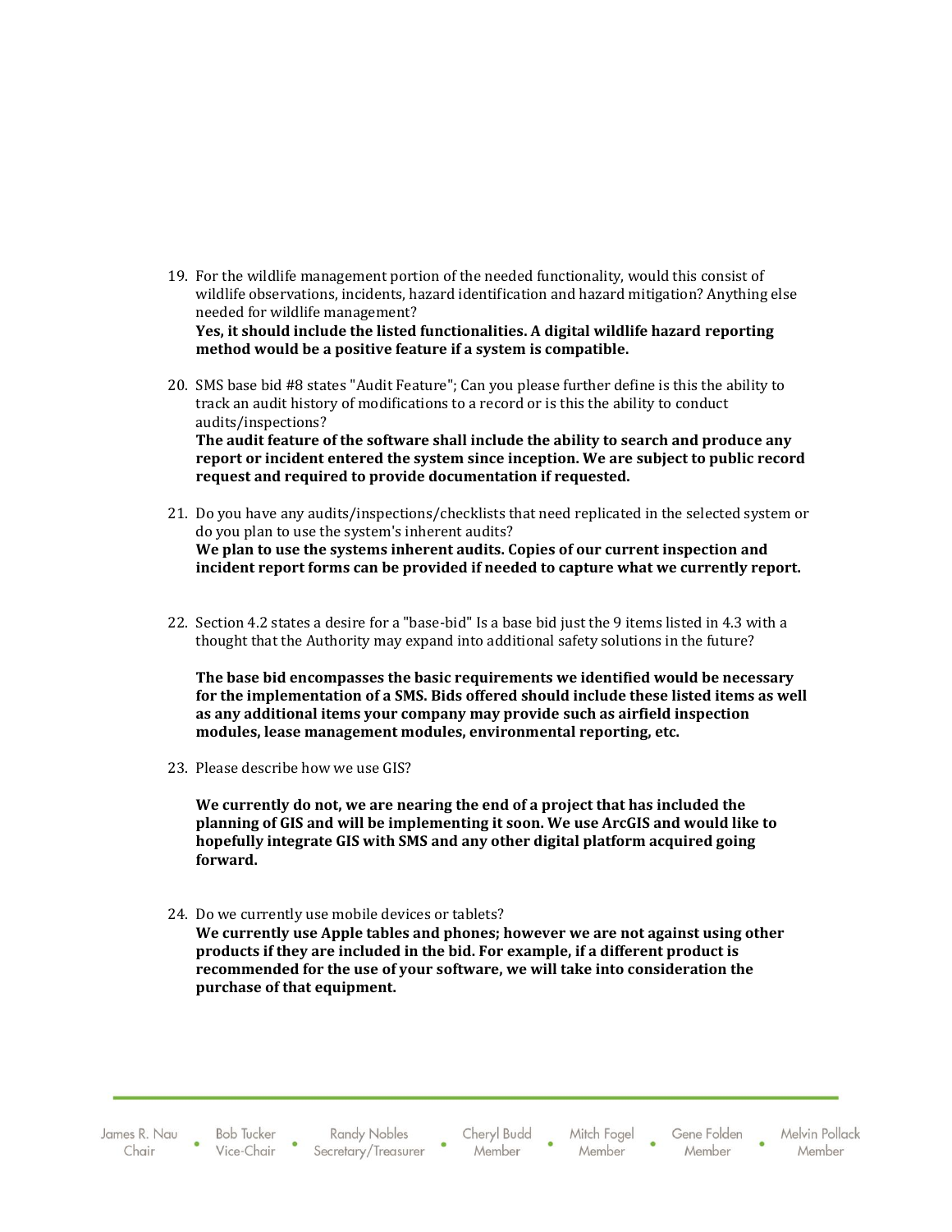19. For the wildlife management portion of the needed functionality, would this consist of wildlife observations, incidents, hazard identification and hazard mitigation? Anything else needed for wildlife management?
    **Yes, it should include the listed functionalities. A digital wildlife hazard reporting method would be a positive feature if a system is compatible.**

20. SMS base bid #8 states "Audit Feature"; Can you please further define is this the ability to track an audit history of modifications to a record or is this the ability to conduct audits/inspections?
    **The audit feature of the software shall include the ability to search and produce any report or incident entered the system since inception. We are subject to public record request and required to provide documentation if requested.**

21. Do you have any audits/inspections/checklists that need replicated in the selected system or do you plan to use the system's inherent audits?
    **We plan to use the systems inherent audits. Copies of our current inspection and incident report forms can be provided if needed to capture what we currently report.**

22. Section 4.2 states a desire for a "base-bid" Is a base bid just the 9 items listed in 4.3 with a thought that the Authority may expand into additional safety solutions in the future?

    **The base bid encompasses the basic requirements we identified would be necessary for the implementation of a SMS. Bids offered should include these listed items as well as any additional items your company may provide such as airfield inspection modules, lease management modules, environmental reporting, etc.**

23. Please describe how we use GIS?

    **We currently do not, we are nearing the end of a project that has included the planning of GIS and will be implementing it soon. We use ArcGIS and would like to hopefully integrate GIS with SMS and any other digital platform acquired going forward.**

24. Do we currently use mobile devices or tablets?
    **We currently use Apple tables and phones; however we are not against using other products if they are included in the bid. For example, if a different product is recommended for the use of your software, we will take into consideration the purchase of that equipment.**